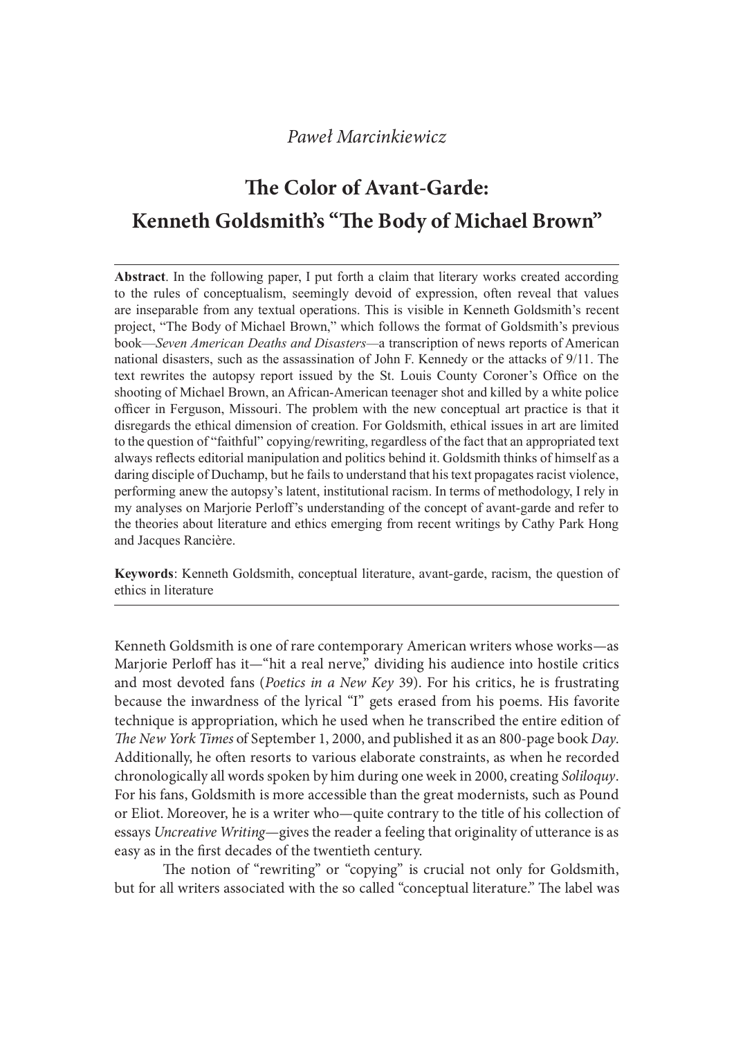*Paweł Marcinkiewicz*

# The Color of Avant-Garde: Kenneth Goldsmith's "The Body of Michael Brown"

**Abstract**. In the following paper, I put forth a claim that literary works created according to the rules of conceptualism, seemingly devoid of expression, often reveal that values are inseparable from any textual operations. This is visible in Kenneth Goldsmith's recent project, "The Body of Michael Brown," which follows the format of Goldsmith's previous book—*Seven American Deaths and Disasters*—a transcription of news reports of American national disasters, such as the assassination of John F. Kennedy or the attacks of 9/11. The text rewrites the autopsy report issued by the St. Louis County Coroner's Office on the shooting of Michael Brown, an African-American teenager shot and killed by a white police officer in Ferguson, Missouri. The problem with the new conceptual art practice is that it disregards the ethical dimension of creation. For Goldsmith, ethical issues in art are limited to the question of "faithful" copying/rewriting, regardless of the fact that an appropriated text always reflects editorial manipulation and politics behind it. Goldsmith thinks of himself as a daring disciple of Duchamp, but he fails to understand that his text propagates racist violence, performing anew the autopsy's latent, institutional racism. In terms of methodology, I rely in my analyses on Marjorie Perloff's understanding of the concept of avant-garde and refer to the theories about literature and ethics emerging from recent writings by Cathy Park Hong and Jacques Rancière.

**Keywords**: Kenneth Goldsmith, conceptual literature, avant-garde, racism, the question of ethics in literature

---

Kenneth Goldsmith is one of rare contemporary American writers whose works—as Marjorie Perloff has it—"hit a real nerve," dividing his audience into hostile critics and most devoted fans (*Poetics in a New Key* 39). For his critics, he is frustrating because the inwardness of the lyrical "I" gets erased from his poems. His favorite technique is appropriation, which he used when he transcribed the entire edition of *The New York Times* of September 1, 2000, and published it as an 800-page book *Day*. Additionally, he often resorts to various elaborate constraints, as when he recorded chronologically all words spoken by him during one week in 2000, creating *Soliloquy*. For his fans, Goldsmith is more accessible than the great modernists, such as Pound or Eliot. Moreover, he is a writer who—quite contrary to the title of his collection of essays *Uncreative Writing*—gives the reader a feeling that originality of utterance is as easy as in the first decades of the twentieth century.

The notion of "rewriting" or "copying" is crucial not only for Goldsmith, but for all writers associated with the so called "conceptual literature." The label was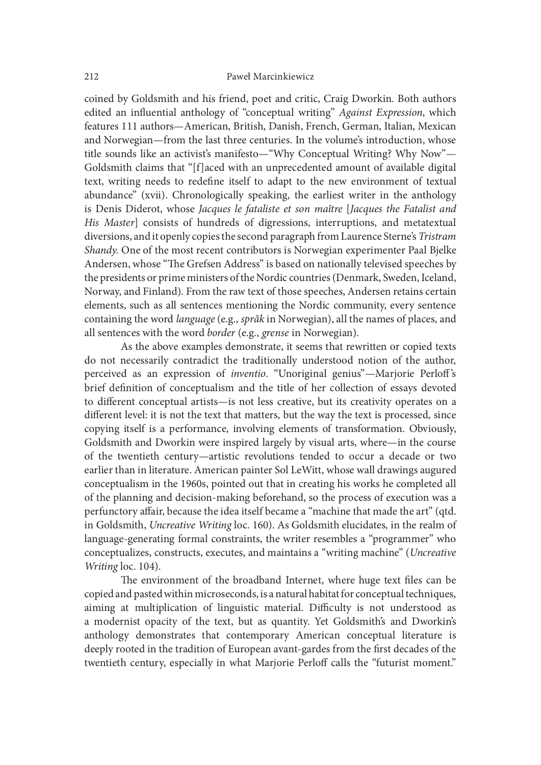coined by Goldsmith and his friend, poet and critic, Craig Dworkin. Both authors edited an influential anthology of "conceptual writing" *Against Expression*, which features 111 authors—American, British, Danish, French, German, Italian, Mexican and Norwegian—from the last three centuries. In the volume's introduction, whose title sounds like an activist's manifesto—"Why Conceptual Writing? Why Now"—Goldsmith claims that "[f]aced with an unprecedented amount of available digital text, writing needs to redefine itself to adapt to the new environment of textual abundance" (xvii). Chronologically speaking, the earliest writer in the anthology is Denis Diderot, whose *Jacques le fataliste et son maître* [*Jacques the Fatalist and His Master*] consists of hundreds of digressions, interruptions, and metatextual diversions, and it openly copies the second paragraph from Laurence Sterne's *Tristram Shandy.* One of the most recent contributors is Norwegian experimenter Paal Bjelke Andersen, whose "The Grefsen Address" is based on nationally televised speeches by the presidents or prime ministers of the Nordic countries (Denmark, Sweden, Iceland, Norway, and Finland). From the raw text of those speeches, Andersen retains certain elements, such as all sentences mentioning the Nordic community, every sentence containing the word *language* (e.g., *språk* in Norwegian), all the names of places, and all sentences with the word *border* (e.g., *grense* in Norwegian).

As the above examples demonstrate, it seems that rewritten or copied texts do not necessarily contradict the traditionally understood notion of the author, perceived as an expression of *inventio*. "Unoriginal genius"—Marjorie Perloff's brief definition of conceptualism and the title of her collection of essays devoted to different conceptual artists—is not less creative, but its creativity operates on a different level: it is not the text that matters, but the way the text is processed, since copying itself is a performance, involving elements of transformation. Obviously, Goldsmith and Dworkin were inspired largely by visual arts, where—in the course of the twentieth century—artistic revolutions tended to occur a decade or two earlier than in literature. American painter Sol LeWitt, whose wall drawings augured conceptualism in the 1960s, pointed out that in creating his works he completed all of the planning and decision-making beforehand, so the process of execution was a perfunctory affair, because the idea itself became a "machine that made the art" (qtd. in Goldsmith, *Uncreative Writing* loc. 160). As Goldsmith elucidates, in the realm of language-generating formal constraints, the writer resembles a "programmer" who conceptualizes, constructs, executes, and maintains a "writing machine" (*Uncreative Writing* loc. 104).

The environment of the broadband Internet, where huge text files can be copied and pasted within microseconds, is a natural habitat for conceptual techniques, aiming at multiplication of linguistic material. Difficulty is not understood as a modernist opacity of the text, but as quantity. Yet Goldsmith's and Dworkin's anthology demonstrates that contemporary American conceptual literature is deeply rooted in the tradition of European avant-gardes from the first decades of the twentieth century, especially in what Marjorie Perloff calls the "futurist moment."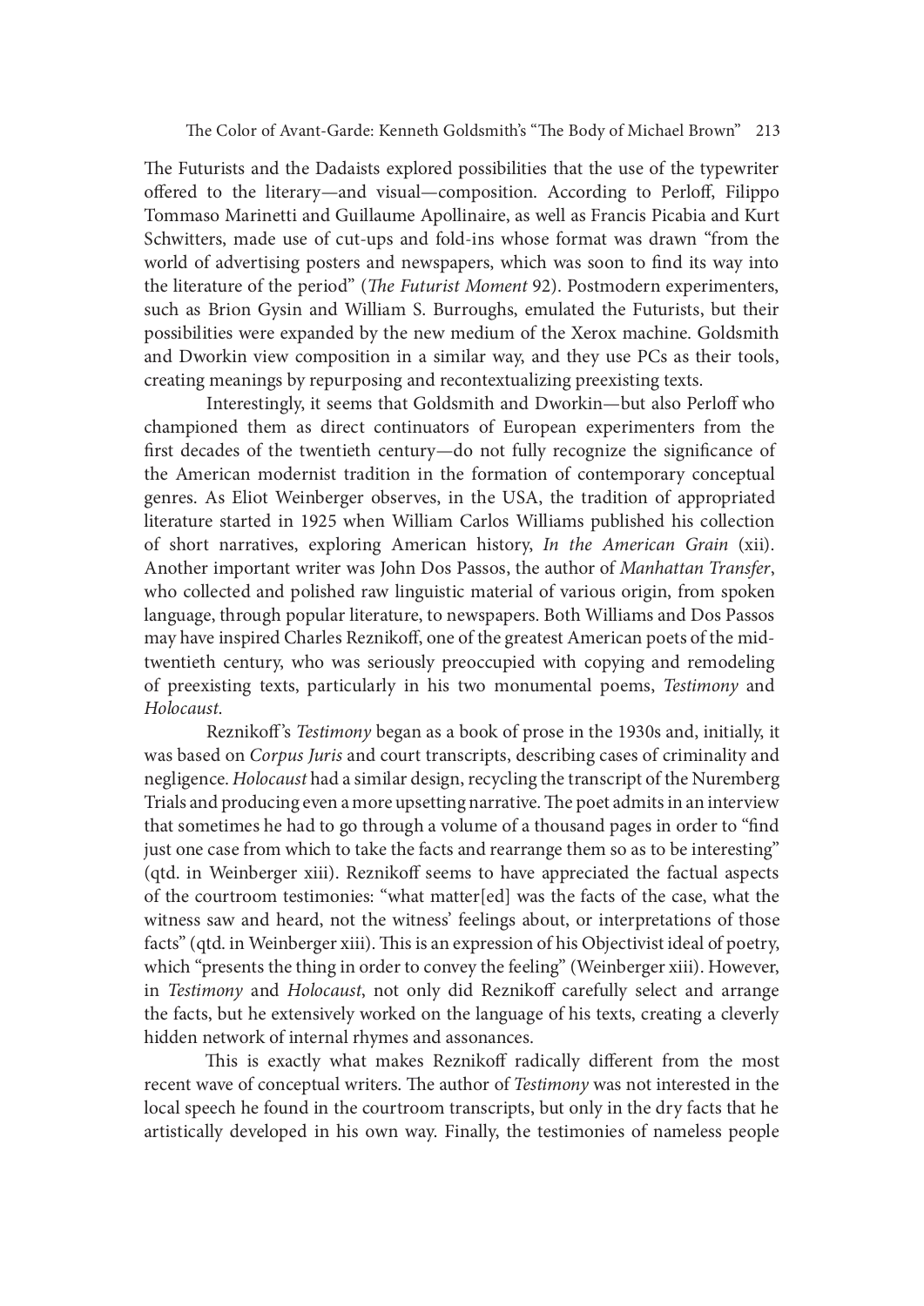The Futurists and the Dadaists explored possibilities that the use of the typewriter offered to the literary—and visual—composition. According to Perloff, Filippo Tommaso Marinetti and Guillaume Apollinaire, as well as Francis Picabia and Kurt Schwitters, made use of cut-ups and fold-ins whose format was drawn "from the world of advertising posters and newspapers, which was soon to find its way into the literature of the period" (*The Futurist Moment* 92). Postmodern experimenters, such as Brion Gysin and William S. Burroughs, emulated the Futurists, but their possibilities were expanded by the new medium of the Xerox machine. Goldsmith and Dworkin view composition in a similar way, and they use PCs as their tools, creating meanings by repurposing and recontextualizing preexisting texts.

Interestingly, it seems that Goldsmith and Dworkin—but also Perloff who championed them as direct continuators of European experimenters from the first decades of the twentieth century—do not fully recognize the significance of the American modernist tradition in the formation of contemporary conceptual genres. As Eliot Weinberger observes, in the USA, the tradition of appropriated literature started in 1925 when William Carlos Williams published his collection of short narratives, exploring American history, *In the American Grain* (xii). Another important writer was John Dos Passos, the author of *Manhattan Transfer*, who collected and polished raw linguistic material of various origin, from spoken language, through popular literature, to newspapers. Both Williams and Dos Passos may have inspired Charles Reznikoff, one of the greatest American poets of the mid-twentieth century, who was seriously preoccupied with copying and remodeling of preexisting texts, particularly in his two monumental poems, *Testimony* and *Holocaust*.

Reznikoff's *Testimony* began as a book of prose in the 1930s and, initially, it was based on *Corpus Juris* and court transcripts, describing cases of criminality and negligence. *Holocaust* had a similar design, recycling the transcript of the Nuremberg Trials and producing even a more upsetting narrative. The poet admits in an interview that sometimes he had to go through a volume of a thousand pages in order to "find just one case from which to take the facts and rearrange them so as to be interesting" (qtd. in Weinberger xiii). Reznikoff seems to have appreciated the factual aspects of the courtroom testimonies: "what matter[ed] was the facts of the case, what the witness saw and heard, not the witness' feelings about, or interpretations of those facts" (qtd. in Weinberger xiii). This is an expression of his Objectivist ideal of poetry, which "presents the thing in order to convey the feeling" (Weinberger xiii). However, in *Testimony* and *Holocaust*, not only did Reznikoff carefully select and arrange the facts, but he extensively worked on the language of his texts, creating a cleverly hidden network of internal rhymes and assonances.

This is exactly what makes Reznikoff radically different from the most recent wave of conceptual writers. The author of *Testimony* was not interested in the local speech he found in the courtroom transcripts, but only in the dry facts that he artistically developed in his own way. Finally, the testimonies of nameless people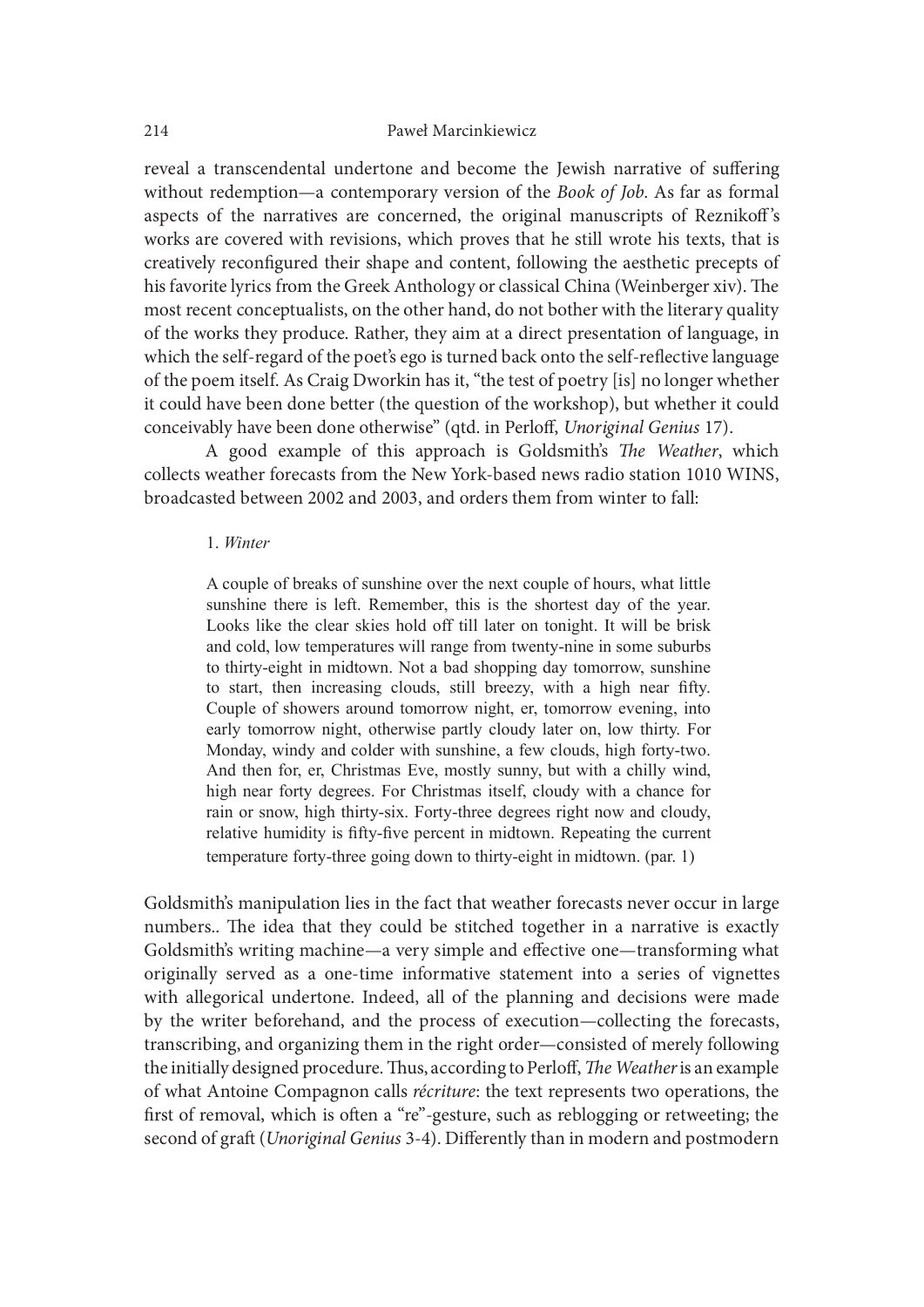reveal a transcendental undertone and become the Jewish narrative of suffering without redemption—a contemporary version of the *Book of Job*. As far as formal aspects of the narratives are concerned, the original manuscripts of Reznikoff's works are covered with revisions, which proves that he still wrote his texts, that is creatively reconfigured their shape and content, following the aesthetic precepts of his favorite lyrics from the Greek Anthology or classical China (Weinberger xiv). The most recent conceptualists, on the other hand, do not bother with the literary quality of the works they produce. Rather, they aim at a direct presentation of language, in which the self-regard of the poet's ego is turned back onto the self-reflective language of the poem itself. As Craig Dworkin has it, "the test of poetry [is] no longer whether it could have been done better (the question of the workshop), but whether it could conceivably have been done otherwise" (qtd. in Perloff, *Unoriginal Genius* 17).

A good example of this approach is Goldsmith's *The Weather*, which collects weather forecasts from the New York-based news radio station 1010 WINS, broadcasted between 2002 and 2003, and orders them from winter to fall:

> 1. *Winter*
>
> A couple of breaks of sunshine over the next couple of hours, what little sunshine there is left. Remember, this is the shortest day of the year. Looks like the clear skies hold off till later on tonight. It will be brisk and cold, low temperatures will range from twenty-nine in some suburbs to thirty-eight in midtown. Not a bad shopping day tomorrow, sunshine to start, then increasing clouds, still breezy, with a high near fifty. Couple of showers around tomorrow night, er, tomorrow evening, into early tomorrow night, otherwise partly cloudy later on, low thirty. For Monday, windy and colder with sunshine, a few clouds, high forty-two. And then for, er, Christmas Eve, mostly sunny, but with a chilly wind, high near forty degrees. For Christmas itself, cloudy with a chance for rain or snow, high thirty-six. Forty-three degrees right now and cloudy, relative humidity is fifty-five percent in midtown. Repeating the current temperature forty-three going down to thirty-eight in midtown. (par. 1)

Goldsmith's manipulation lies in the fact that weather forecasts never occur in large numbers.. The idea that they could be stitched together in a narrative is exactly Goldsmith's writing machine—a very simple and effective one—transforming what originally served as a one-time informative statement into a series of vignettes with allegorical undertone. Indeed, all of the planning and decisions were made by the writer beforehand, and the process of execution—collecting the forecasts, transcribing, and organizing them in the right order—consisted of merely following the initially designed procedure. Thus, according to Perloff, *The Weather* is an example of what Antoine Compagnon calls *récriture*: the text represents two operations, the first of removal, which is often a "re"-gesture, such as reblogging or retweeting; the second of graft (*Unoriginal Genius* 3-4). Differently than in modern and postmodern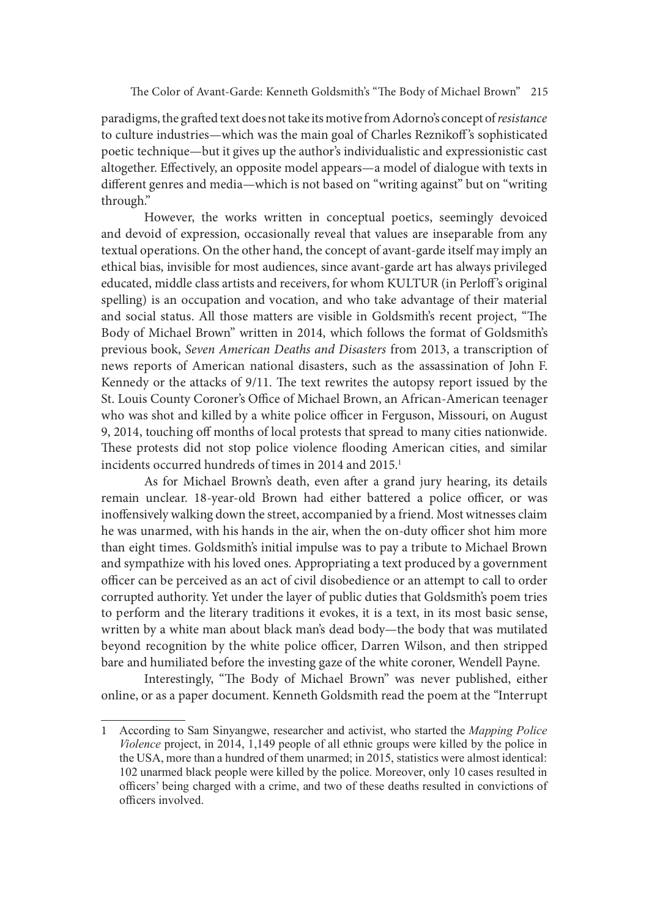paradigms, the grafted text does not take its motive from Adorno's concept of *resistance* to culture industries—which was the main goal of Charles Reznikoff's sophisticated poetic technique—but it gives up the author's individualistic and expressionistic cast altogether. Effectively, an opposite model appears—a model of dialogue with texts in different genres and media—which is not based on "writing against" but on "writing through."

However, the works written in conceptual poetics, seemingly devoiced and devoid of expression, occasionally reveal that values are inseparable from any textual operations. On the other hand, the concept of avant-garde itself may imply an ethical bias, invisible for most audiences, since avant-garde art has always privileged educated, middle class artists and receivers, for whom KULTUR (in Perloff's original spelling) is an occupation and vocation, and who take advantage of their material and social status. All those matters are visible in Goldsmith's recent project, "The Body of Michael Brown" written in 2014, which follows the format of Goldsmith's previous book, *Seven American Deaths and Disasters* from 2013, a transcription of news reports of American national disasters, such as the assassination of John F. Kennedy or the attacks of 9/11. The text rewrites the autopsy report issued by the St. Louis County Coroner's Office of Michael Brown, an African-American teenager who was shot and killed by a white police officer in Ferguson, Missouri, on August 9, 2014, touching off months of local protests that spread to many cities nationwide. These protests did not stop police violence flooding American cities, and similar incidents occurred hundreds of times in 2014 and 2015.[1]

As for Michael Brown's death, even after a grand jury hearing, its details remain unclear. 18-year-old Brown had either battered a police officer, or was inoffensively walking down the street, accompanied by a friend. Most witnesses claim he was unarmed, with his hands in the air, when the on-duty officer shot him more than eight times. Goldsmith's initial impulse was to pay a tribute to Michael Brown and sympathize with his loved ones. Appropriating a text produced by a government officer can be perceived as an act of civil disobedience or an attempt to call to order corrupted authority. Yet under the layer of public duties that Goldsmith's poem tries to perform and the literary traditions it evokes, it is a text, in its most basic sense, written by a white man about black man's dead body—the body that was mutilated beyond recognition by the white police officer, Darren Wilson, and then stripped bare and humiliated before the investing gaze of the white coroner, Wendell Payne.

Interestingly, "The Body of Michael Brown" was never published, either online, or as a paper document. Kenneth Goldsmith read the poem at the "Interrupt

---

1 According to Sam Sinyangwe, researcher and activist, who started the *Mapping Police Violence* project, in 2014, 1,149 people of all ethnic groups were killed by the police in the USA, more than a hundred of them unarmed; in 2015, statistics were almost identical: 102 unarmed black people were killed by the police. Moreover, only 10 cases resulted in officers' being charged with a crime, and two of these deaths resulted in convictions of officers involved.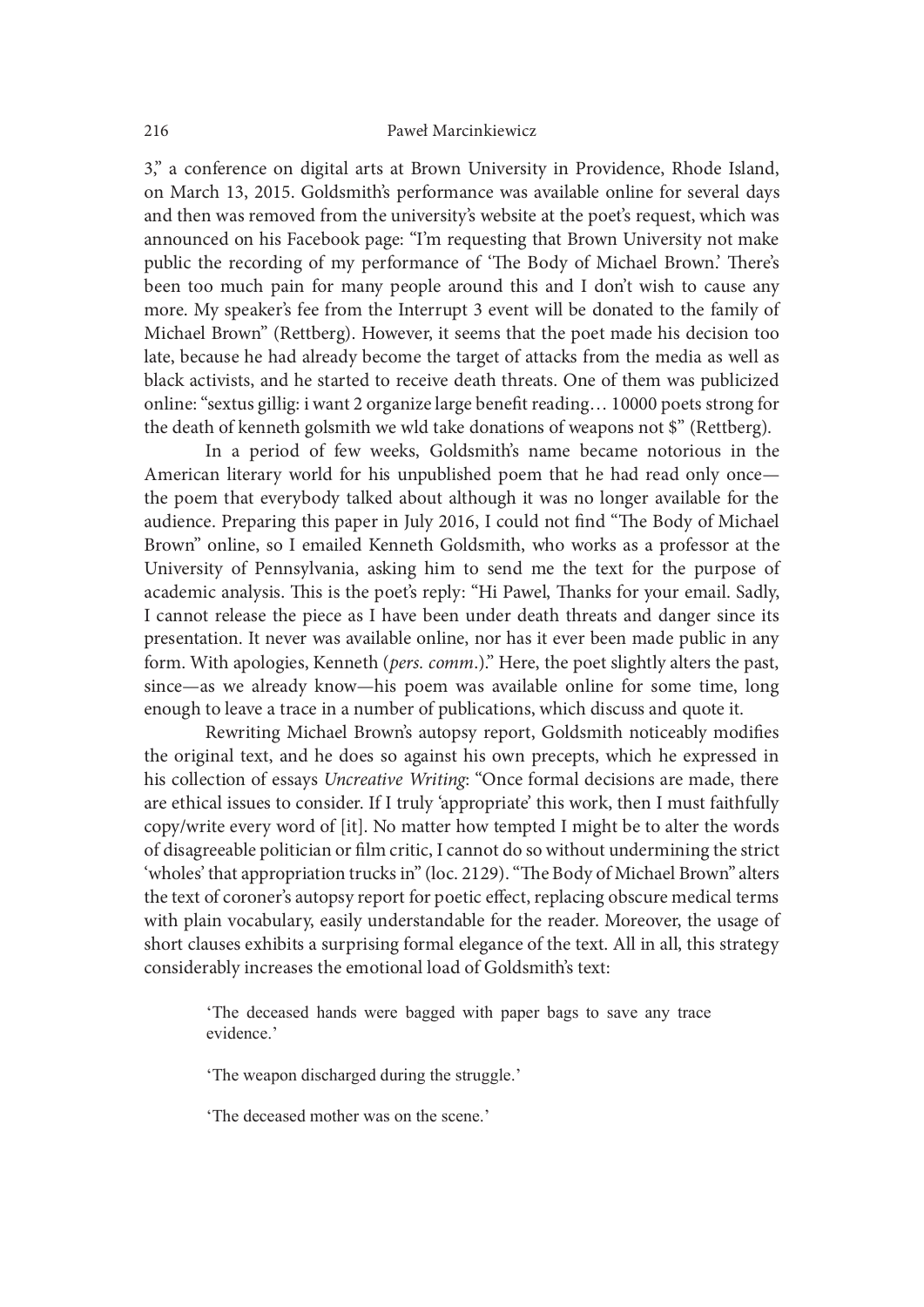3," a conference on digital arts at Brown University in Providence, Rhode Island, on March 13, 2015. Goldsmith's performance was available online for several days and then was removed from the university's website at the poet's request, which was announced on his Facebook page: "I'm requesting that Brown University not make public the recording of my performance of 'The Body of Michael Brown.' There's been too much pain for many people around this and I don't wish to cause any more. My speaker's fee from the Interrupt 3 event will be donated to the family of Michael Brown" (Rettberg). However, it seems that the poet made his decision too late, because he had already become the target of attacks from the media as well as black activists, and he started to receive death threats. One of them was publicized online: "sextus gillig: i want 2 organize large benefit reading… 10000 poets strong for the death of kenneth golsmith we wld take donations of weapons not $" (Rettberg).

In a period of few weeks, Goldsmith's name became notorious in the American literary world for his unpublished poem that he had read only once—the poem that everybody talked about although it was no longer available for the audience. Preparing this paper in July 2016, I could not find "The Body of Michael Brown" online, so I emailed Kenneth Goldsmith, who works as a professor at the University of Pennsylvania, asking him to send me the text for the purpose of academic analysis. This is the poet's reply: "Hi Pawel, Thanks for your email. Sadly, I cannot release the piece as I have been under death threats and danger since its presentation. It never was available online, nor has it ever been made public in any form. With apologies, Kenneth (*pers. comm*.)." Here, the poet slightly alters the past, since—as we already know—his poem was available online for some time, long enough to leave a trace in a number of publications, which discuss and quote it.

Rewriting Michael Brown's autopsy report, Goldsmith noticeably modifies the original text, and he does so against his own precepts, which he expressed in his collection of essays *Uncreative Writing*: "Once formal decisions are made, there are ethical issues to consider. If I truly 'appropriate' this work, then I must faithfully copy/write every word of [it]. No matter how tempted I might be to alter the words of disagreeable politician or film critic, I cannot do so without undermining the strict 'wholes' that appropriation trucks in" (loc. 2129). "The Body of Michael Brown" alters the text of coroner's autopsy report for poetic effect, replacing obscure medical terms with plain vocabulary, easily understandable for the reader. Moreover, the usage of short clauses exhibits a surprising formal elegance of the text. All in all, this strategy considerably increases the emotional load of Goldsmith's text:

> 'The deceased hands were bagged with paper bags to save any trace evidence.'
>
> 'The weapon discharged during the struggle.'
>
> 'The deceased mother was on the scene.'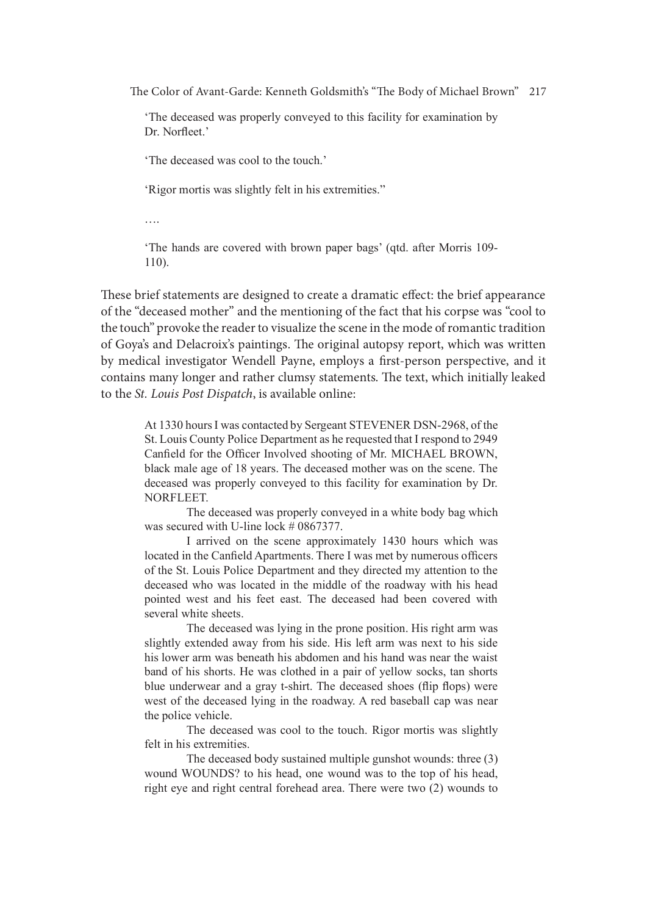> 'The deceased was properly conveyed to this facility for examination by Dr. Norfleet.'
>
> 'The deceased was cool to the touch.'
>
> 'Rigor mortis was slightly felt in his extremities."
>
> ….
>
> 'The hands are covered with brown paper bags' (qtd. after Morris 109-110).

These brief statements are designed to create a dramatic effect: the brief appearance of the "deceased mother" and the mentioning of the fact that his corpse was "cool to the touch" provoke the reader to visualize the scene in the mode of romantic tradition of Goya's and Delacroix's paintings. The original autopsy report, which was written by medical investigator Wendell Payne, employs a first-person perspective, and it contains many longer and rather clumsy statements. The text, which initially leaked to the *St. Louis Post Dispatch*, is available online:

> At 1330 hours I was contacted by Sergeant STEVENER DSN-2968, of the St. Louis County Police Department as he requested that I respond to 2949 Canfield for the Officer Involved shooting of Mr. MICHAEL BROWN, black male age of 18 years. The deceased mother was on the scene. The deceased was properly conveyed to this facility for examination by Dr. NORFLEET.
>
> The deceased was properly conveyed in a white body bag which was secured with U-line lock # 0867377.
>
> I arrived on the scene approximately 1430 hours which was located in the Canfield Apartments. There I was met by numerous officers of the St. Louis Police Department and they directed my attention to the deceased who was located in the middle of the roadway with his head pointed west and his feet east. The deceased had been covered with several white sheets.
>
> The deceased was lying in the prone position. His right arm was slightly extended away from his side. His left arm was next to his side his lower arm was beneath his abdomen and his hand was near the waist band of his shorts. He was clothed in a pair of yellow socks, tan shorts blue underwear and a gray t-shirt. The deceased shoes (flip flops) were west of the deceased lying in the roadway. A red baseball cap was near the police vehicle.
>
> The deceased was cool to the touch. Rigor mortis was slightly felt in his extremities.
>
> The deceased body sustained multiple gunshot wounds: three (3) wound WOUNDS? to his head, one wound was to the top of his head, right eye and right central forehead area. There were two (2) wounds to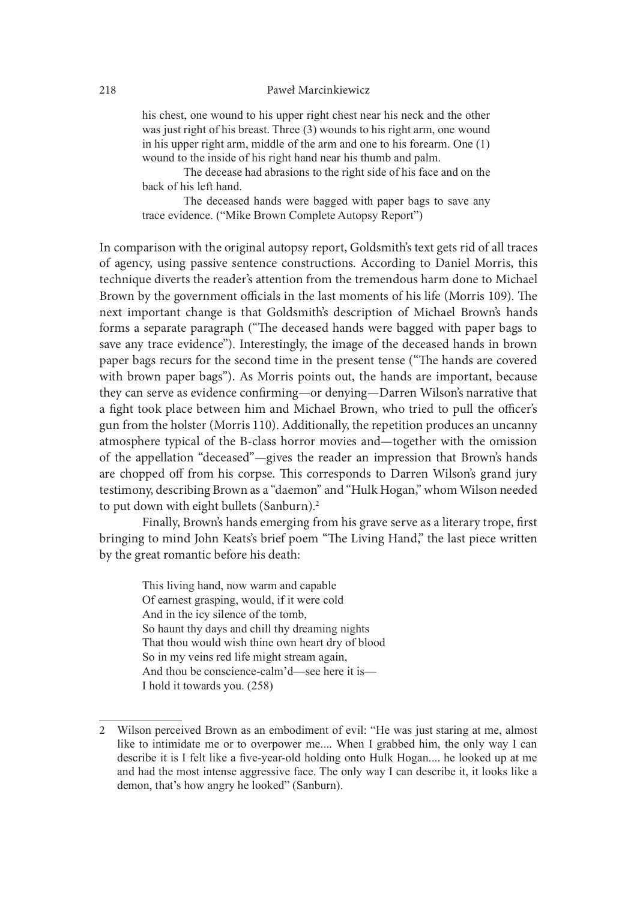> his chest, one wound to his upper right chest near his neck and the other was just right of his breast. Three (3) wounds to his right arm, one wound in his upper right arm, middle of the arm and one to his forearm. One (1) wound to the inside of his right hand near his thumb and palm.
>
> The decease had abrasions to the right side of his face and on the back of his left hand.
>
> The deceased hands were bagged with paper bags to save any trace evidence. ("Mike Brown Complete Autopsy Report")

In comparison with the original autopsy report, Goldsmith's text gets rid of all traces of agency, using passive sentence constructions. According to Daniel Morris, this technique diverts the reader's attention from the tremendous harm done to Michael Brown by the government officials in the last moments of his life (Morris 109). The next important change is that Goldsmith's description of Michael Brown's hands forms a separate paragraph ("The deceased hands were bagged with paper bags to save any trace evidence"). Interestingly, the image of the deceased hands in brown paper bags recurs for the second time in the present tense ("The hands are covered with brown paper bags"). As Morris points out, the hands are important, because they can serve as evidence confirming—or denying—Darren Wilson's narrative that a fight took place between him and Michael Brown, who tried to pull the officer's gun from the holster (Morris 110). Additionally, the repetition produces an uncanny atmosphere typical of the B-class horror movies and—together with the omission of the appellation "deceased"—gives the reader an impression that Brown's hands are chopped off from his corpse. This corresponds to Darren Wilson's grand jury testimony, describing Brown as a "daemon" and "Hulk Hogan," whom Wilson needed to put down with eight bullets (Sanburn).[2]

Finally, Brown's hands emerging from his grave serve as a literary trope, first bringing to mind John Keats's brief poem "The Living Hand," the last piece written by the great romantic before his death:

> This living hand, now warm and capable
> Of earnest grasping, would, if it were cold
> And in the icy silence of the tomb,
> So haunt thy days and chill thy dreaming nights
> That thou would wish thine own heart dry of blood
> So in my veins red life might stream again,
> And thou be conscience-calm'd—see here it is—
> I hold it towards you. (258)

---

2 Wilson perceived Brown as an embodiment of evil: "He was just staring at me, almost like to intimidate me or to overpower me.... When I grabbed him, the only way I can describe it is I felt like a five-year-old holding onto Hulk Hogan.... he looked up at me and had the most intense aggressive face. The only way I can describe it, it looks like a demon, that's how angry he looked" (Sanburn).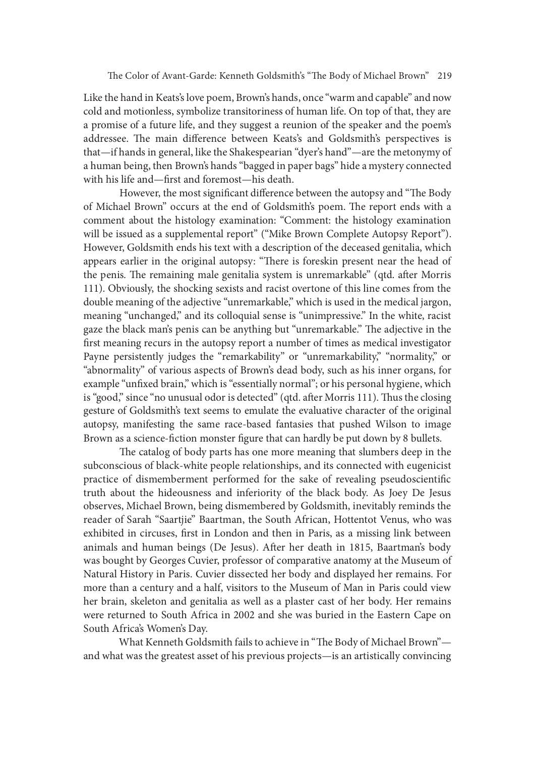Like the hand in Keats's love poem, Brown's hands, once "warm and capable" and now cold and motionless, symbolize transitoriness of human life. On top of that, they are a promise of a future life, and they suggest a reunion of the speaker and the poem's addressee. The main difference between Keats's and Goldsmith's perspectives is that—if hands in general, like the Shakespearian "dyer's hand"—are the metonymy of a human being, then Brown's hands "bagged in paper bags" hide a mystery connected with his life and—first and foremost—his death.

However, the most significant difference between the autopsy and "The Body of Michael Brown" occurs at the end of Goldsmith's poem. The report ends with a comment about the histology examination: "Comment: the histology examination will be issued as a supplemental report" ("Mike Brown Complete Autopsy Report"). However, Goldsmith ends his text with a description of the deceased genitalia, which appears earlier in the original autopsy: "There is foreskin present near the head of the penis. The remaining male genitalia system is unremarkable" (qtd. after Morris 111). Obviously, the shocking sexists and racist overtone of this line comes from the double meaning of the adjective "unremarkable," which is used in the medical jargon, meaning "unchanged," and its colloquial sense is "unimpressive." In the white, racist gaze the black man's penis can be anything but "unremarkable." The adjective in the first meaning recurs in the autopsy report a number of times as medical investigator Payne persistently judges the "remarkability" or "unremarkability," "normality," or "abnormality" of various aspects of Brown's dead body, such as his inner organs, for example "unfixed brain," which is "essentially normal"; or his personal hygiene, which is "good," since "no unusual odor is detected" (qtd. after Morris 111). Thus the closing gesture of Goldsmith's text seems to emulate the evaluative character of the original autopsy, manifesting the same race-based fantasies that pushed Wilson to image Brown as a science-fiction monster figure that can hardly be put down by 8 bullets.

The catalog of body parts has one more meaning that slumbers deep in the subconscious of black-white people relationships, and its connected with eugenicist practice of dismemberment performed for the sake of revealing pseudoscientific truth about the hideousness and inferiority of the black body. As Joey De Jesus observes, Michael Brown, being dismembered by Goldsmith, inevitably reminds the reader of Sarah "Saartjie" Baartman, the South African, Hottentot Venus, who was exhibited in circuses, first in London and then in Paris, as a missing link between animals and human beings (De Jesus). After her death in 1815, Baartman's body was bought by Georges Cuvier, professor of comparative anatomy at the Museum of Natural History in Paris. Cuvier dissected her body and displayed her remains. For more than a century and a half, visitors to the Museum of Man in Paris could view her brain, skeleton and genitalia as well as a plaster cast of her body. Her remains were returned to South Africa in 2002 and she was buried in the Eastern Cape on South Africa's Women's Day.

What Kenneth Goldsmith fails to achieve in "The Body of Michael Brown"—and what was the greatest asset of his previous projects—is an artistically convincing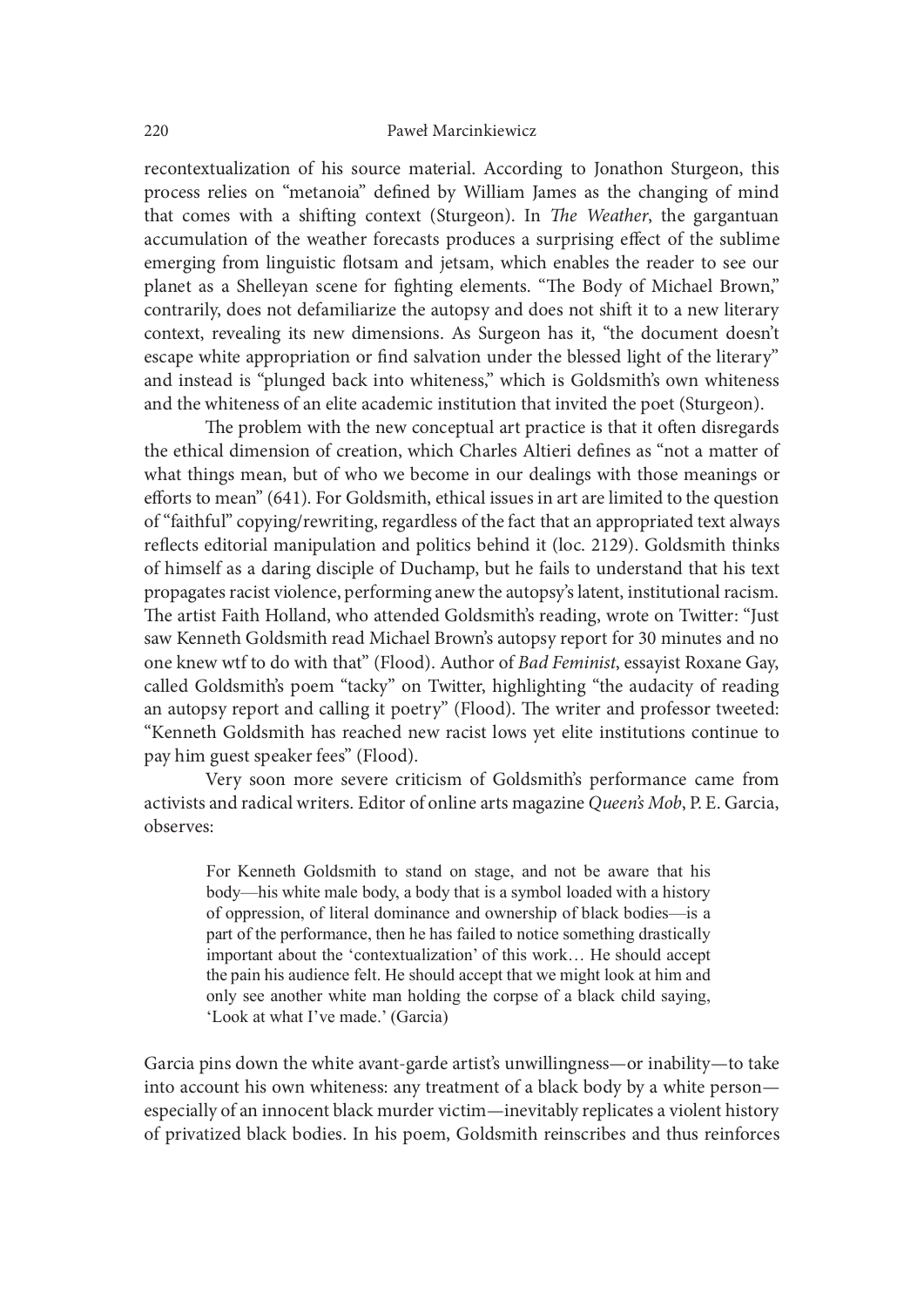recontextualization of his source material. According to Jonathon Sturgeon, this process relies on "metanoia" defined by William James as the changing of mind that comes with a shifting context (Sturgeon). In *The Weather*, the gargantuan accumulation of the weather forecasts produces a surprising effect of the sublime emerging from linguistic flotsam and jetsam, which enables the reader to see our planet as a Shelleyan scene for fighting elements. "The Body of Michael Brown," contrarily, does not defamiliarize the autopsy and does not shift it to a new literary context, revealing its new dimensions. As Surgeon has it, "the document doesn't escape white appropriation or find salvation under the blessed light of the literary" and instead is "plunged back into whiteness," which is Goldsmith's own whiteness and the whiteness of an elite academic institution that invited the poet (Sturgeon).

The problem with the new conceptual art practice is that it often disregards the ethical dimension of creation, which Charles Altieri defines as "not a matter of what things mean, but of who we become in our dealings with those meanings or efforts to mean" (641). For Goldsmith, ethical issues in art are limited to the question of "faithful" copying/rewriting, regardless of the fact that an appropriated text always reflects editorial manipulation and politics behind it (loc. 2129). Goldsmith thinks of himself as a daring disciple of Duchamp, but he fails to understand that his text propagates racist violence, performing anew the autopsy's latent, institutional racism. The artist Faith Holland, who attended Goldsmith's reading, wrote on Twitter: "Just saw Kenneth Goldsmith read Michael Brown's autopsy report for 30 minutes and no one knew wtf to do with that" (Flood). Author of *Bad Feminist*, essayist Roxane Gay, called Goldsmith's poem "tacky" on Twitter, highlighting "the audacity of reading an autopsy report and calling it poetry" (Flood). The writer and professor tweeted: "Kenneth Goldsmith has reached new racist lows yet elite institutions continue to pay him guest speaker fees" (Flood).

Very soon more severe criticism of Goldsmith's performance came from activists and radical writers. Editor of online arts magazine *Queen's Mob*, P. E. Garcia, observes:

> For Kenneth Goldsmith to stand on stage, and not be aware that his body—his white male body, a body that is a symbol loaded with a history of oppression, of literal dominance and ownership of black bodies—is a part of the performance, then he has failed to notice something drastically important about the 'contextualization' of this work… He should accept the pain his audience felt. He should accept that we might look at him and only see another white man holding the corpse of a black child saying, 'Look at what I've made.' (Garcia)

Garcia pins down the white avant-garde artist's unwillingness—or inability—to take into account his own whiteness: any treatment of a black body by a white person—especially of an innocent black murder victim—inevitably replicates a violent history of privatized black bodies. In his poem, Goldsmith reinscribes and thus reinforces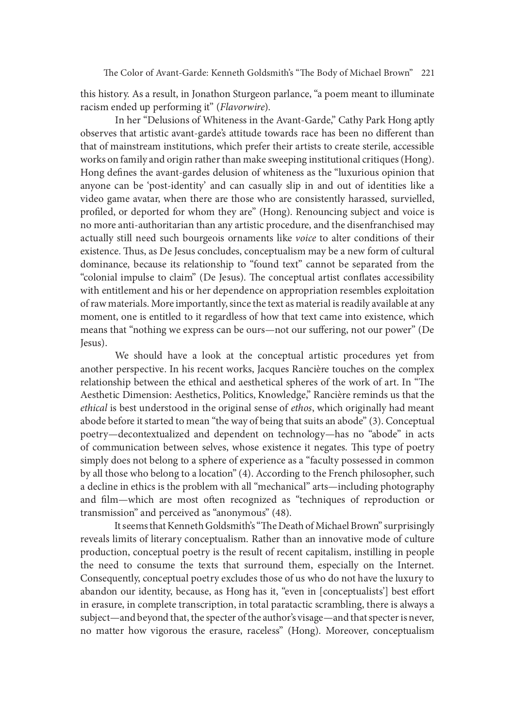this history. As a result, in Jonathon Sturgeon parlance, "a poem meant to illuminate racism ended up performing it" (*Flavorwire*).

In her "Delusions of Whiteness in the Avant-Garde," Cathy Park Hong aptly observes that artistic avant-garde's attitude towards race has been no different than that of mainstream institutions, which prefer their artists to create sterile, accessible works on family and origin rather than make sweeping institutional critiques (Hong). Hong defines the avant-gardes delusion of whiteness as the "luxurious opinion that anyone can be 'post-identity' and can casually slip in and out of identities like a video game avatar, when there are those who are consistently harassed, survielled, profiled, or deported for whom they are" (Hong). Renouncing subject and voice is no more anti-authoritarian than any artistic procedure, and the disenfranchised may actually still need such bourgeois ornaments like *voice* to alter conditions of their existence. Thus, as De Jesus concludes, conceptualism may be a new form of cultural dominance, because its relationship to "found text" cannot be separated from the "colonial impulse to claim" (De Jesus). The conceptual artist conflates accessibility with entitlement and his or her dependence on appropriation resembles exploitation of raw materials. More importantly, since the text as material is readily available at any moment, one is entitled to it regardless of how that text came into existence, which means that "nothing we express can be ours—not our suffering, not our power" (De Jesus).

We should have a look at the conceptual artistic procedures yet from another perspective. In his recent works, Jacques Rancière touches on the complex relationship between the ethical and aesthetical spheres of the work of art. In "The Aesthetic Dimension: Aesthetics, Politics, Knowledge," Rancière reminds us that the *ethical* is best understood in the original sense of *ethos*, which originally had meant abode before it started to mean "the way of being that suits an abode" (3). Conceptual poetry—decontextualized and dependent on technology—has no "abode" in acts of communication between selves, whose existence it negates. This type of poetry simply does not belong to a sphere of experience as a "faculty possessed in common by all those who belong to a location" (4). According to the French philosopher, such a decline in ethics is the problem with all "mechanical" arts—including photography and film—which are most often recognized as "techniques of reproduction or transmission" and perceived as "anonymous" (48).

It seems that Kenneth Goldsmith's "The Death of Michael Brown" surprisingly reveals limits of literary conceptualism. Rather than an innovative mode of culture production, conceptual poetry is the result of recent capitalism, instilling in people the need to consume the texts that surround them, especially on the Internet. Consequently, conceptual poetry excludes those of us who do not have the luxury to abandon our identity, because, as Hong has it, "even in [conceptualists'] best effort in erasure, in complete transcription, in total paratactic scrambling, there is always a subject—and beyond that, the specter of the author's visage—and that specter is never, no matter how vigorous the erasure, raceless" (Hong). Moreover, conceptualism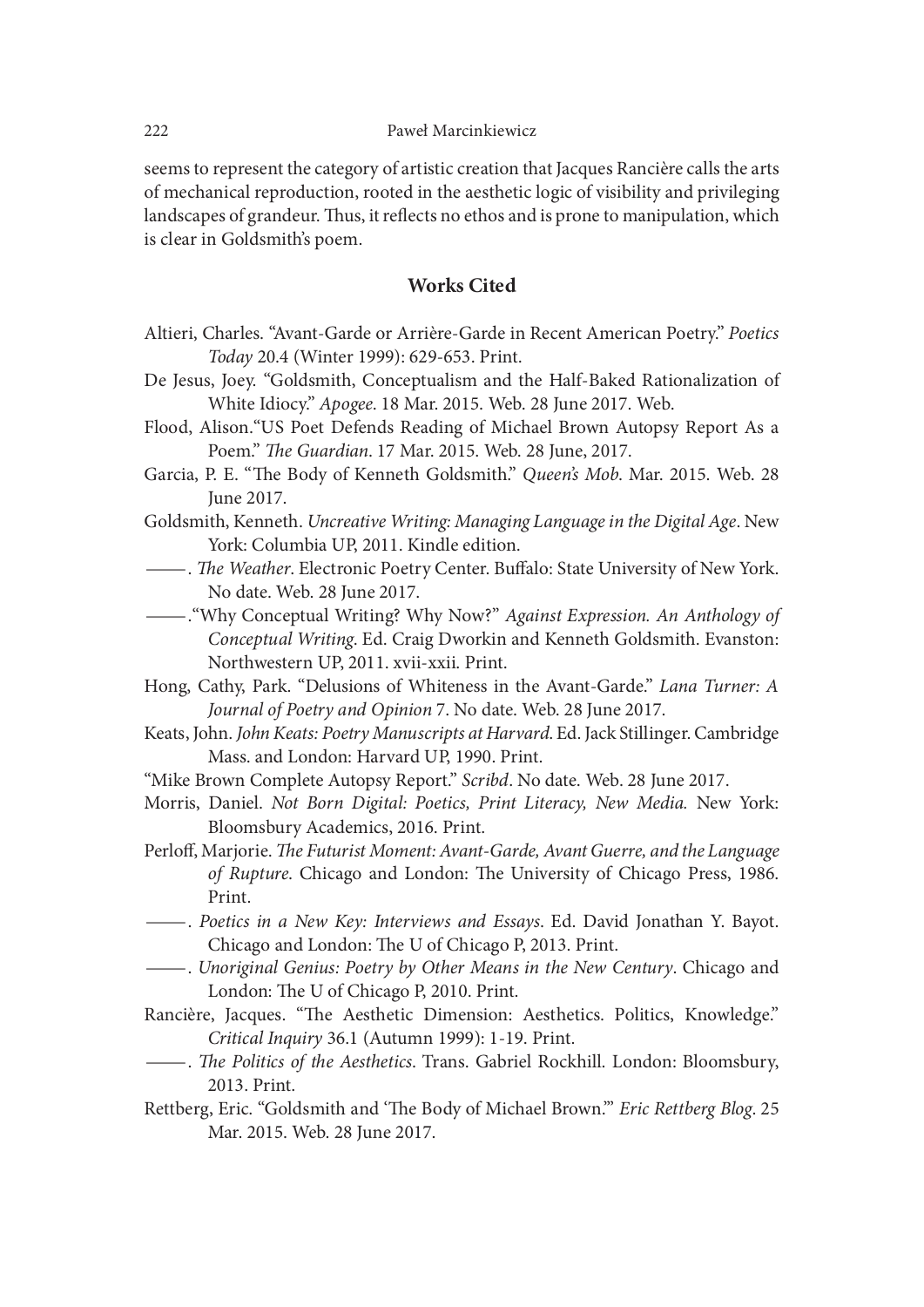seems to represent the category of artistic creation that Jacques Rancière calls the arts of mechanical reproduction, rooted in the aesthetic logic of visibility and privileging landscapes of grandeur. Thus, it reflects no ethos and is prone to manipulation, which is clear in Goldsmith's poem.

## Works Cited

Altieri, Charles. "Avant-Garde or Arrière-Garde in Recent American Poetry." *Poetics Today* 20.4 (Winter 1999): 629-653. Print.

De Jesus, Joey. "Goldsmith, Conceptualism and the Half-Baked Rationalization of White Idiocy." *Apogee*. 18 Mar. 2015. Web. 28 June 2017. Web.

Flood, Alison."US Poet Defends Reading of Michael Brown Autopsy Report As a Poem." *The Guardian*. 17 Mar. 2015. Web. 28 June, 2017.

Garcia, P. E. "The Body of Kenneth Goldsmith." *Queen's Mob*. Mar. 2015. Web. 28 June 2017.

Goldsmith, Kenneth. *Uncreative Writing: Managing Language in the Digital Age*. New York: Columbia UP, 2011. Kindle edition.

——. *The Weather*. Electronic Poetry Center. Buffalo: State University of New York. No date. Web. 28 June 2017.

——."Why Conceptual Writing? Why Now?" *Against Expression. An Anthology of Conceptual Writing*. Ed. Craig Dworkin and Kenneth Goldsmith. Evanston: Northwestern UP, 2011. xvii-xxii. Print.

Hong, Cathy, Park. "Delusions of Whiteness in the Avant-Garde." *Lana Turner: A Journal of Poetry and Opinion* 7. No date. Web. 28 June 2017.

Keats, John. *John Keats: Poetry Manuscripts at Harvard*. Ed. Jack Stillinger. Cambridge Mass. and London: Harvard UP, 1990. Print.

"Mike Brown Complete Autopsy Report." *Scribd*. No date. Web. 28 June 2017.

Morris, Daniel. *Not Born Digital: Poetics, Print Literacy, New Media.* New York: Bloomsbury Academics, 2016. Print.

Perloff, Marjorie. *The Futurist Moment: Avant-Garde, Avant Guerre, and the Language of Rupture*. Chicago and London: The University of Chicago Press, 1986. Print.

——. *Poetics in a New Key: Interviews and Essays*. Ed. David Jonathan Y. Bayot. Chicago and London: The U of Chicago P, 2013. Print.

——. *Unoriginal Genius: Poetry by Other Means in the New Century*. Chicago and London: The U of Chicago P, 2010. Print.

Rancière, Jacques. "The Aesthetic Dimension: Aesthetics. Politics, Knowledge." *Critical Inquiry* 36.1 (Autumn 1999): 1-19. Print.

——. *The Politics of the Aesthetics*. Trans. Gabriel Rockhill. London: Bloomsbury, 2013. Print.

Rettberg, Eric. "Goldsmith and 'The Body of Michael Brown.'" *Eric Rettberg Blog*. 25 Mar. 2015. Web. 28 June 2017.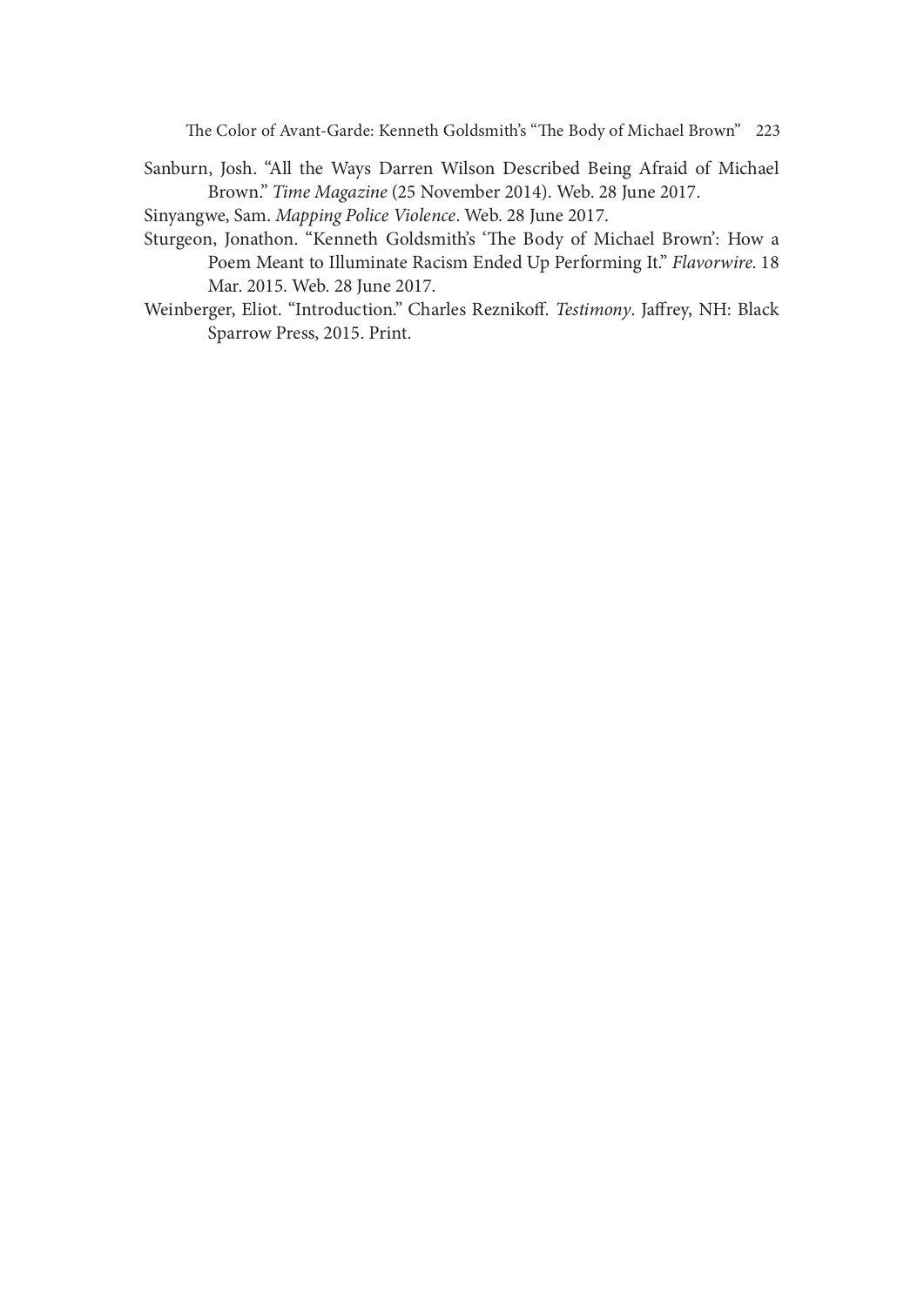Sanburn, Josh. "All the Ways Darren Wilson Described Being Afraid of Michael Brown." *Time Magazine* (25 November 2014). Web. 28 June 2017.

Sinyangwe, Sam. *Mapping Police Violence*. Web. 28 June 2017.

Sturgeon, Jonathon. "Kenneth Goldsmith's 'The Body of Michael Brown': How a Poem Meant to Illuminate Racism Ended Up Performing It." *Flavorwire*. 18 Mar. 2015. Web. 28 June 2017.

Weinberger, Eliot. "Introduction." Charles Reznikoff. *Testimony*. Jaffrey, NH: Black Sparrow Press, 2015. Print.